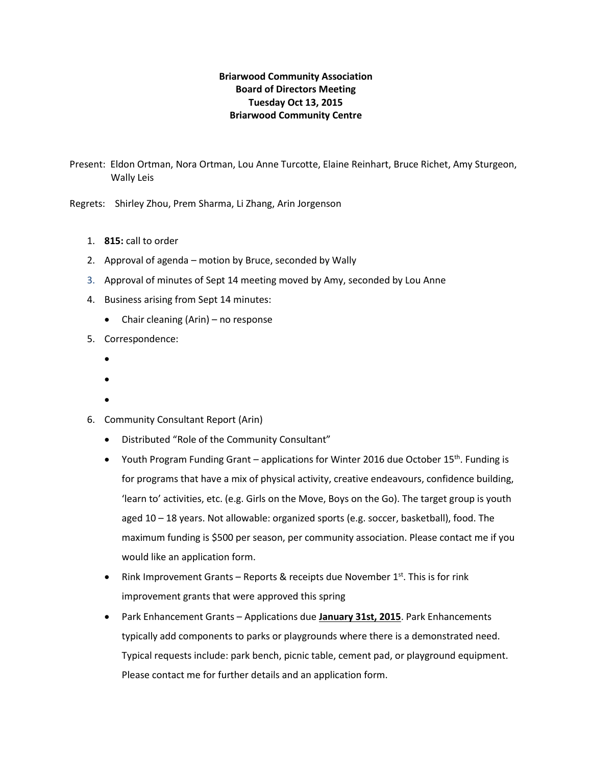**Briarwood Community Association**
**Board of Directors Meeting**
**Tuesday Oct 13, 2015**
**Briarwood Community Centre**

Present: Eldon Ortman, Nora Ortman, Lou Anne Turcotte, Elaine Reinhart, Bruce Richet, Amy Sturgeon, Wally Leis

Regrets: Shirley Zhou, Prem Sharma, Li Zhang, Arin Jorgenson

1. **815:** call to order
2. Approval of agenda – motion by Bruce, seconded by Wally
3. Approval of minutes of Sept 14 meeting moved by Amy, seconded by Lou Anne
4. Business arising from Sept 14 minutes:
   - Chair cleaning (Arin) – no response
5. Correspondence:
   -
   -
   -
6. Community Consultant Report (Arin)
   - Distributed "Role of the Community Consultant"
   - Youth Program Funding Grant – applications for Winter 2016 due October 15th. Funding is for programs that have a mix of physical activity, creative endeavours, confidence building, 'learn to' activities, etc. (e.g. Girls on the Move, Boys on the Go). The target group is youth aged 10 – 18 years. Not allowable: organized sports (e.g. soccer, basketball), food. The maximum funding is $500 per season, per community association. Please contact me if you would like an application form.
   - Rink Improvement Grants – Reports & receipts due November 1st. This is for rink improvement grants that were approved this spring
   - Park Enhancement Grants – Applications due **<u>January 31st, 2015</u>**. Park Enhancements typically add components to parks or playgrounds where there is a demonstrated need. Typical requests include: park bench, picnic table, cement pad, or playground equipment. Please contact me for further details and an application form.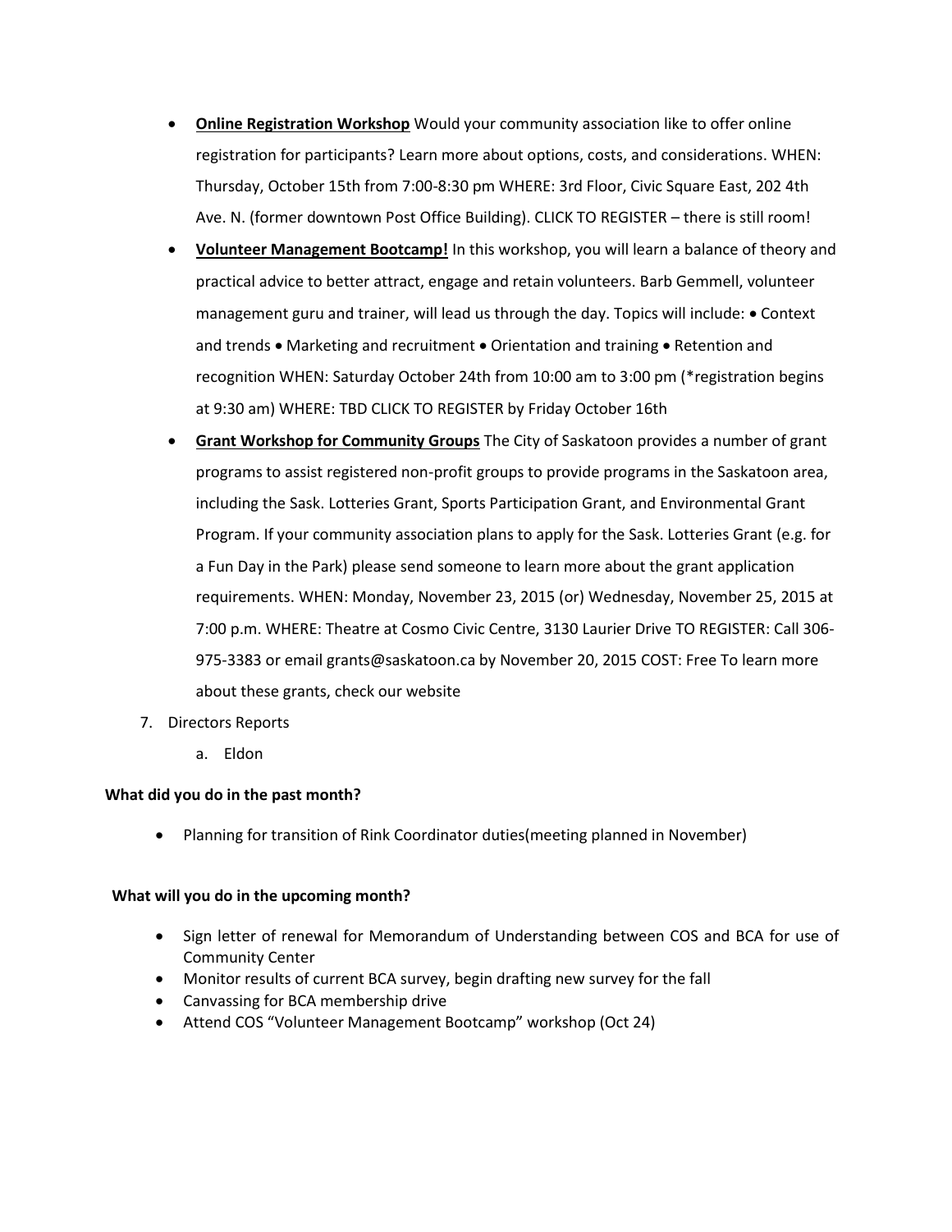- **Online Registration Workshop** Would your community association like to offer online registration for participants? Learn more about options, costs, and considerations. WHEN: Thursday, October 15th from 7:00-8:30 pm WHERE: 3rd Floor, Civic Square East, 202 4th Ave. N. (former downtown Post Office Building). CLICK TO REGISTER – there is still room!
- **Volunteer Management Bootcamp!** In this workshop, you will learn a balance of theory and practical advice to better attract, engage and retain volunteers. Barb Gemmell, volunteer management guru and trainer, will lead us through the day. Topics will include: • Context and trends • Marketing and recruitment • Orientation and training • Retention and recognition WHEN: Saturday October 24th from 10:00 am to 3:00 pm (*registration begins at 9:30 am) WHERE: TBD CLICK TO REGISTER by Friday October 16th
- **Grant Workshop for Community Groups** The City of Saskatoon provides a number of grant programs to assist registered non-profit groups to provide programs in the Saskatoon area, including the Sask. Lotteries Grant, Sports Participation Grant, and Environmental Grant Program. If your community association plans to apply for the Sask. Lotteries Grant (e.g. for a Fun Day in the Park) please send someone to learn more about the grant application requirements. WHEN: Monday, November 23, 2015 (or) Wednesday, November 25, 2015 at 7:00 p.m. WHERE: Theatre at Cosmo Civic Centre, 3130 Laurier Drive TO REGISTER: Call 306-975-3383 or email grants@saskatoon.ca by November 20, 2015 COST: Free To learn more about these grants, check our website

7. Directors Reports
   a. Eldon

**What did you do in the past month?**

- Planning for transition of Rink Coordinator duties(meeting planned in November)

**What will you do in the upcoming month?**

- Sign letter of renewal for Memorandum of Understanding between COS and BCA for use of Community Center
- Monitor results of current BCA survey, begin drafting new survey for the fall
- Canvassing for BCA membership drive
- Attend COS "Volunteer Management Bootcamp" workshop (Oct 24)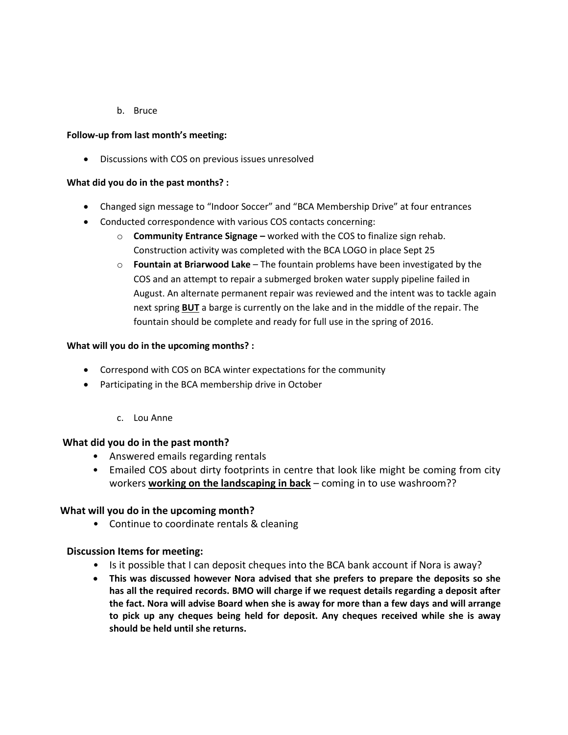b. Bruce

**Follow-up from last month's meeting:**

- Discussions with COS on previous issues unresolved

**What did you do in the past months? :**

- Changed sign message to "Indoor Soccer" and "BCA Membership Drive" at four entrances
- Conducted correspondence with various COS contacts concerning:
  - **Community Entrance Signage –** worked with the COS to finalize sign rehab. Construction activity was completed with the BCA LOGO in place Sept 25
  - **Fountain at Briarwood Lake** – The fountain problems have been investigated by the COS and an attempt to repair a submerged broken water supply pipeline failed in August. An alternate permanent repair was reviewed and the intent was to tackle again next spring <u>**BUT**</u> a barge is currently on the lake and in the middle of the repair. The fountain should be complete and ready for full use in the spring of 2016.

**What will you do in the upcoming months? :**

- Correspond with COS on BCA winter expectations for the community
- Participating in the BCA membership drive in October

c. Lou Anne

**What did you do in the past month?**

- Answered emails regarding rentals
- Emailed COS about dirty footprints in centre that look like might be coming from city workers <u>**working on the landscaping in back**</u> – coming in to use washroom??

**What will you do in the upcoming month?**

- Continue to coordinate rentals & cleaning

**Discussion Items for meeting:**

- Is it possible that I can deposit cheques into the BCA bank account if Nora is away?
- **This was discussed however Nora advised that she prefers to prepare the deposits so she has all the required records. BMO will charge if we request details regarding a deposit after the fact. Nora will advise Board when she is away for more than a few days and will arrange to pick up any cheques being held for deposit. Any cheques received while she is away should be held until she returns.**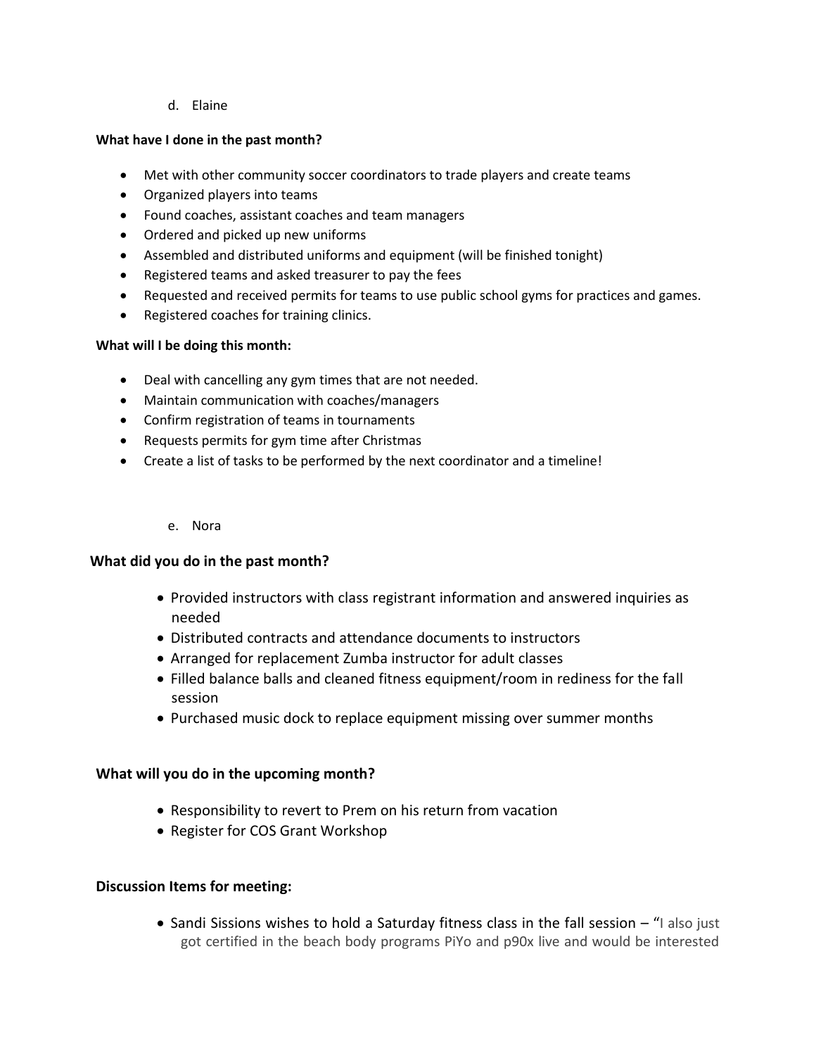d. Elaine

**What have I done in the past month?**

- Met with other community soccer coordinators to trade players and create teams
- Organized players into teams
- Found coaches, assistant coaches and team managers
- Ordered and picked up new uniforms
- Assembled and distributed uniforms and equipment (will be finished tonight)
- Registered teams and asked treasurer to pay the fees
- Requested and received permits for teams to use public school gyms for practices and games.
- Registered coaches for training clinics.

**What will I be doing this month:**

- Deal with cancelling any gym times that are not needed.
- Maintain communication with coaches/managers
- Confirm registration of teams in tournaments
- Requests permits for gym time after Christmas
- Create a list of tasks to be performed by the next coordinator and a timeline!

e. Nora

**What did you do in the past month?**

- Provided instructors with class registrant information and answered inquiries as needed
- Distributed contracts and attendance documents to instructors
- Arranged for replacement Zumba instructor for adult classes
- Filled balance balls and cleaned fitness equipment/room in rediness for the fall session
- Purchased music dock to replace equipment missing over summer months

**What will you do in the upcoming month?**

- Responsibility to revert to Prem on his return from vacation
- Register for COS Grant Workshop

**Discussion Items for meeting:**

- Sandi Sissions wishes to hold a Saturday fitness class in the fall session – "I also just got certified in the beach body programs PiYo and p90x live and would be interested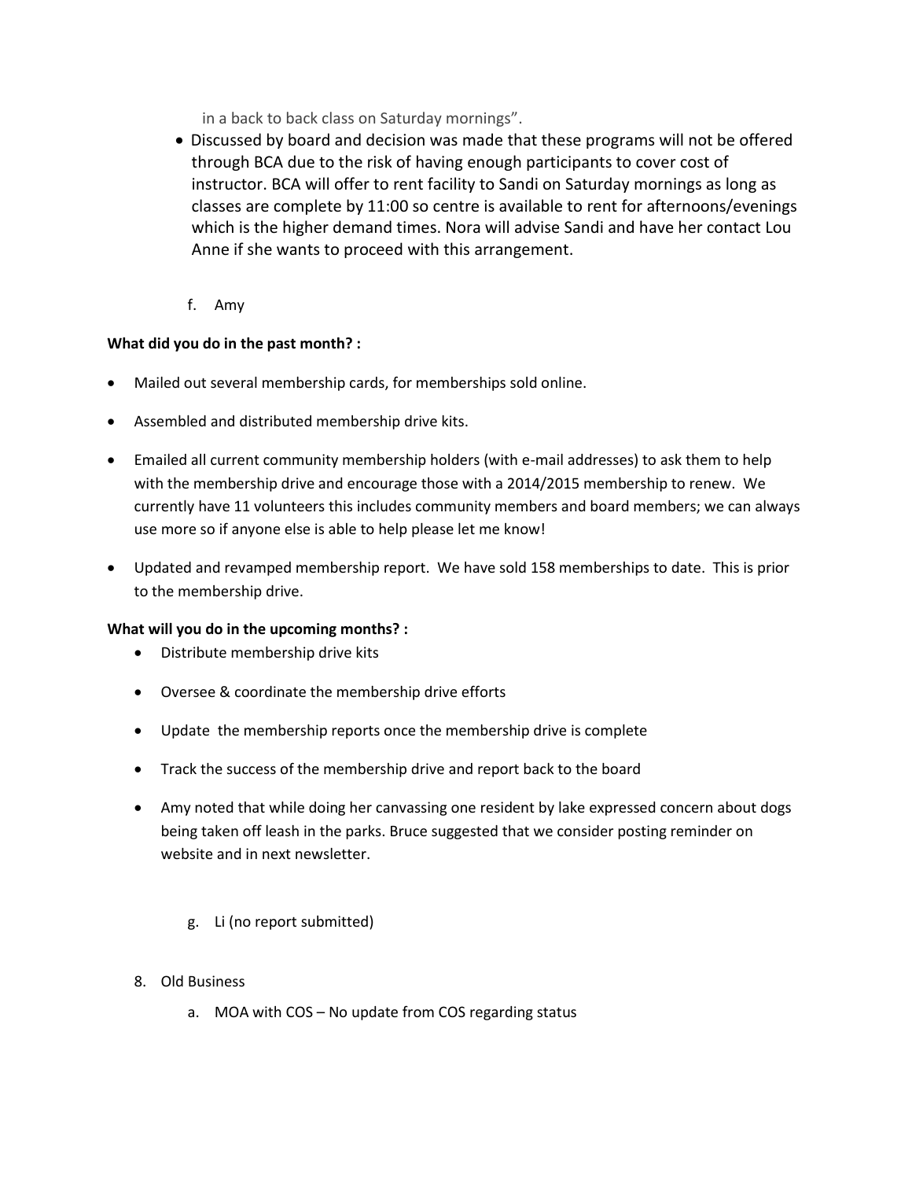in a back to back class on Saturday mornings".

- Discussed by board and decision was made that these programs will not be offered through BCA due to the risk of having enough participants to cover cost of instructor. BCA will offer to rent facility to Sandi on Saturday mornings as long as classes are complete by 11:00 so centre is available to rent for afternoons/evenings which is the higher demand times. Nora will advise Sandi and have her contact Lou Anne if she wants to proceed with this arrangement.

f. Amy

**What did you do in the past month? :**

- Mailed out several membership cards, for memberships sold online.
- Assembled and distributed membership drive kits.
- Emailed all current community membership holders (with e-mail addresses) to ask them to help with the membership drive and encourage those with a 2014/2015 membership to renew. We currently have 11 volunteers this includes community members and board members; we can always use more so if anyone else is able to help please let me know!
- Updated and revamped membership report. We have sold 158 memberships to date. This is prior to the membership drive.

**What will you do in the upcoming months? :**

- Distribute membership drive kits
- Oversee & coordinate the membership drive efforts
- Update the membership reports once the membership drive is complete
- Track the success of the membership drive and report back to the board
- Amy noted that while doing her canvassing one resident by lake expressed concern about dogs being taken off leash in the parks. Bruce suggested that we consider posting reminder on website and in next newsletter.

g. Li (no report submitted)

8. Old Business
   a. MOA with COS – No update from COS regarding status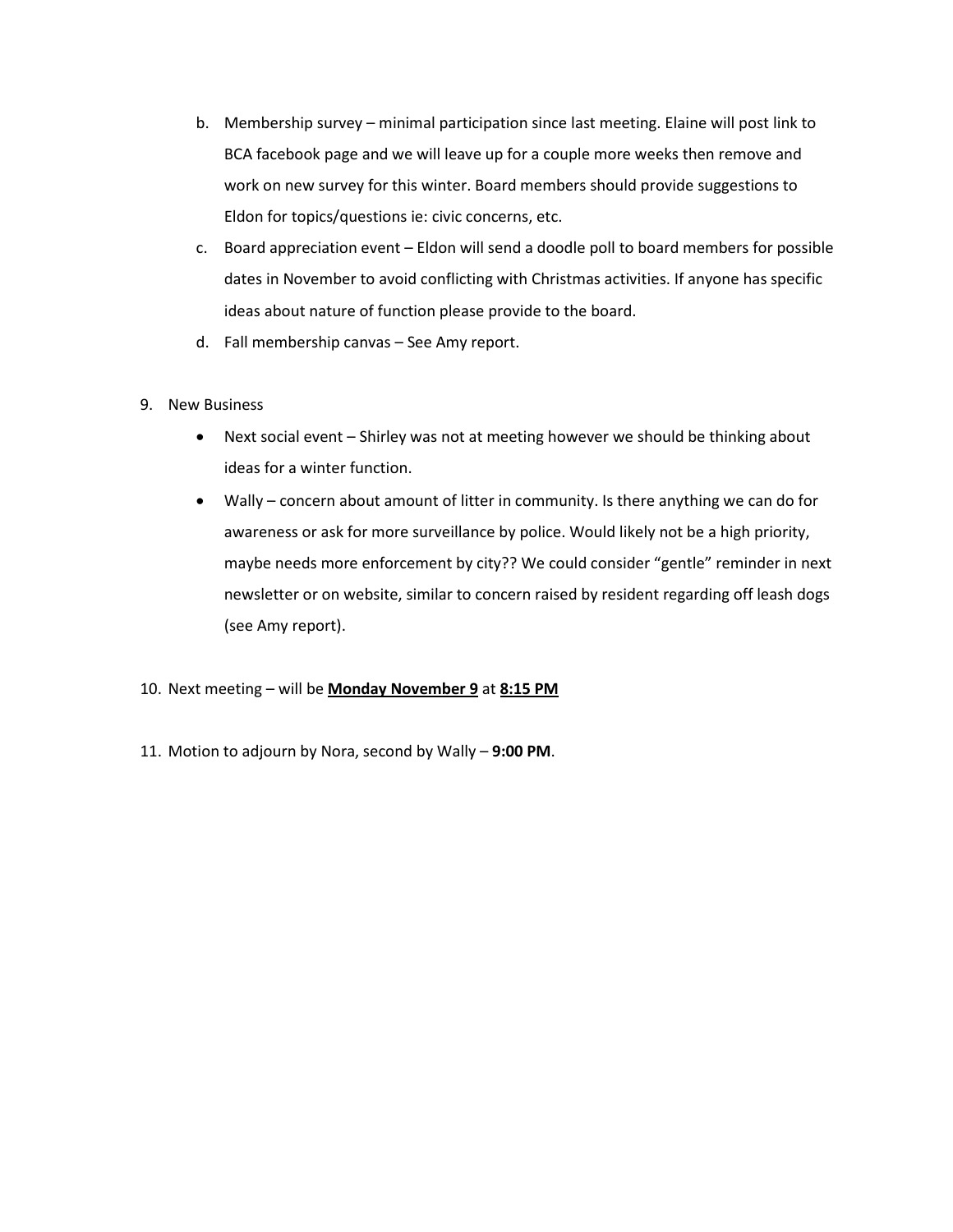b. Membership survey – minimal participation since last meeting. Elaine will post link to BCA facebook page and we will leave up for a couple more weeks then remove and work on new survey for this winter. Board members should provide suggestions to Eldon for topics/questions ie: civic concerns, etc.

c. Board appreciation event – Eldon will send a doodle poll to board members for possible dates in November to avoid conflicting with Christmas activities. If anyone has specific ideas about nature of function please provide to the board.

d. Fall membership canvas – See Amy report.

9. New Business

- Next social event – Shirley was not at meeting however we should be thinking about ideas for a winter function.
- Wally – concern about amount of litter in community. Is there anything we can do for awareness or ask for more surveillance by police. Would likely not be a high priority, maybe needs more enforcement by city?? We could consider "gentle" reminder in next newsletter or on website, similar to concern raised by resident regarding off leash dogs (see Amy report).

10. Next meeting – will be <u>**Monday November 9**</u> at <u>**8:15 PM**</u>

11. Motion to adjourn by Nora, second by Wally – **9:00 PM**.